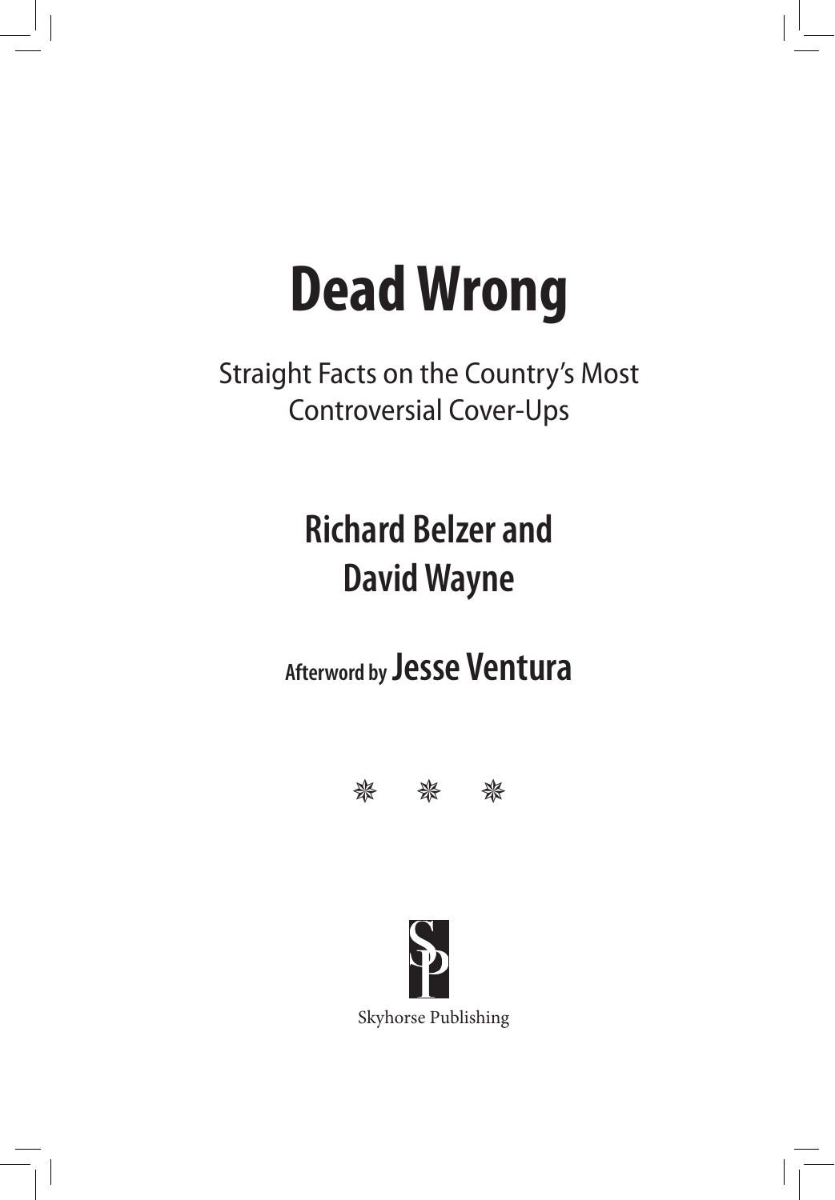# Dead Wrong

Straight Facts on the Country's Most Controversial Cover-Ups

**Richard Belzer and David Wayne**

**Afterword by Jesse Ventura**

Skyhorse Publishing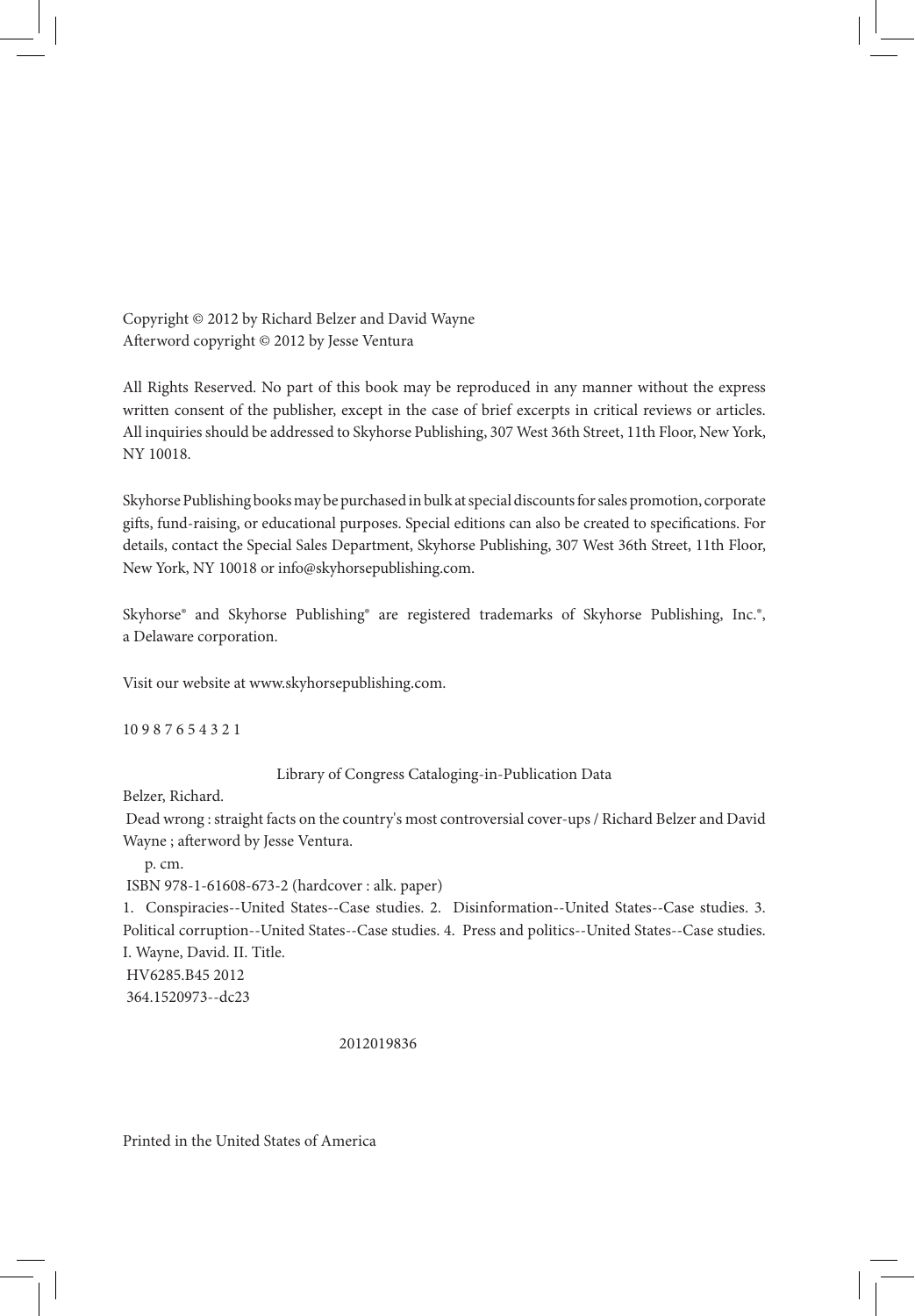Copyright © 2012 by Richard Belzer and David Wayne
Afterword copyright © 2012 by Jesse Ventura

All Rights Reserved. No part of this book may be reproduced in any manner without the express written consent of the publisher, except in the case of brief excerpts in critical reviews or articles. All inquiries should be addressed to Skyhorse Publishing, 307 West 36th Street, 11th Floor, New York, NY 10018.

Skyhorse Publishing books may be purchased in bulk at special discounts for sales promotion, corporate gifts, fund-raising, or educational purposes. Special editions can also be created to specifications. For details, contact the Special Sales Department, Skyhorse Publishing, 307 West 36th Street, 11th Floor, New York, NY 10018 or info@skyhorsepublishing.com.

Skyhorse® and Skyhorse Publishing® are registered trademarks of Skyhorse Publishing, Inc.®, a Delaware corporation.

Visit our website at www.skyhorsepublishing.com.

10 9 8 7 6 5 4 3 2 1

Library of Congress Cataloging-in-Publication Data

Belzer, Richard.

Dead wrong : straight facts on the country's most controversial cover-ups / Richard Belzer and David Wayne ; afterword by Jesse Ventura.

p. cm.

ISBN 978-1-61608-673-2 (hardcover : alk. paper)

1. Conspiracies--United States--Case studies. 2. Disinformation--United States--Case studies. 3. Political corruption--United States--Case studies. 4. Press and politics--United States--Case studies. I. Wayne, David. II. Title.

HV6285.B45 2012

364.1520973--dc23

2012019836

Printed in the United States of America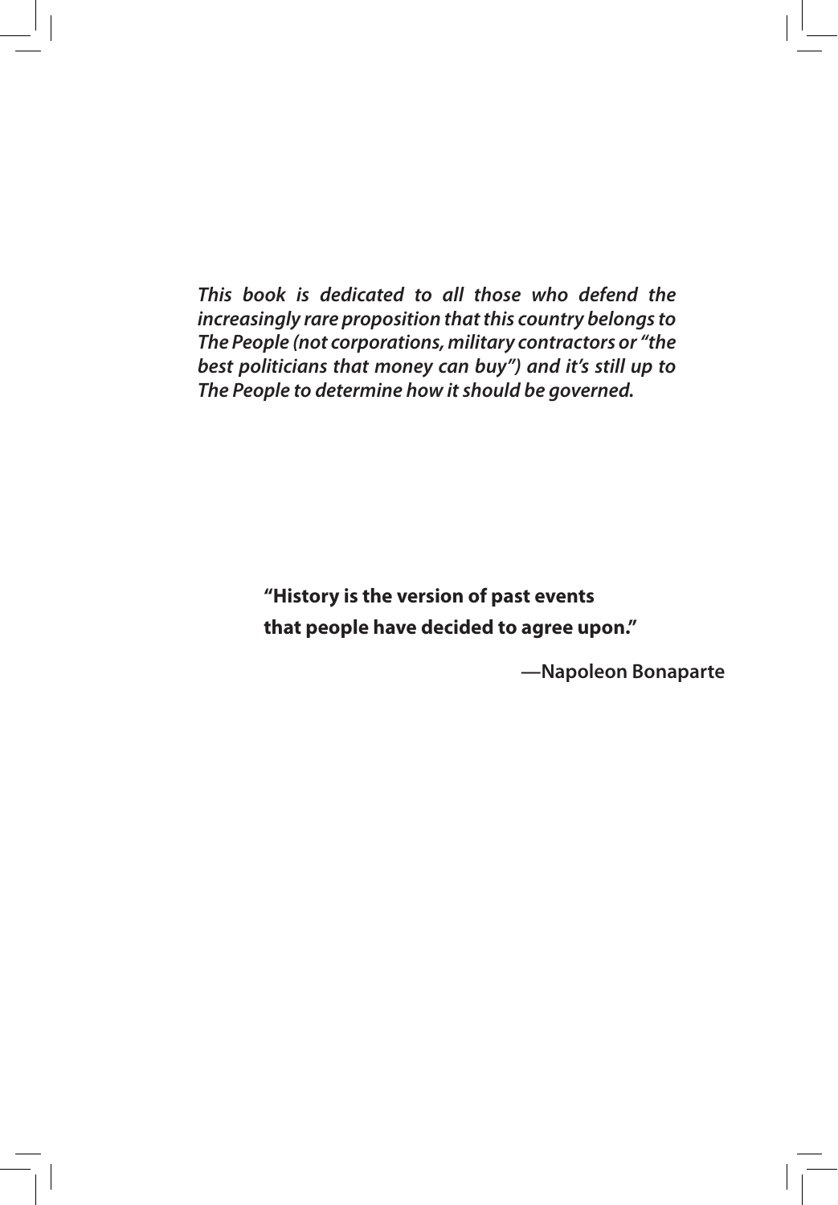***This book is dedicated to all those who defend the increasingly rare proposition that this country belongs to The People (not corporations, military contractors or "the best politicians that money can buy") and it's still up to The People to determine how it should be governed.***

**"History is the version of past events that people have decided to agree upon."**

**—Napoleon Bonaparte**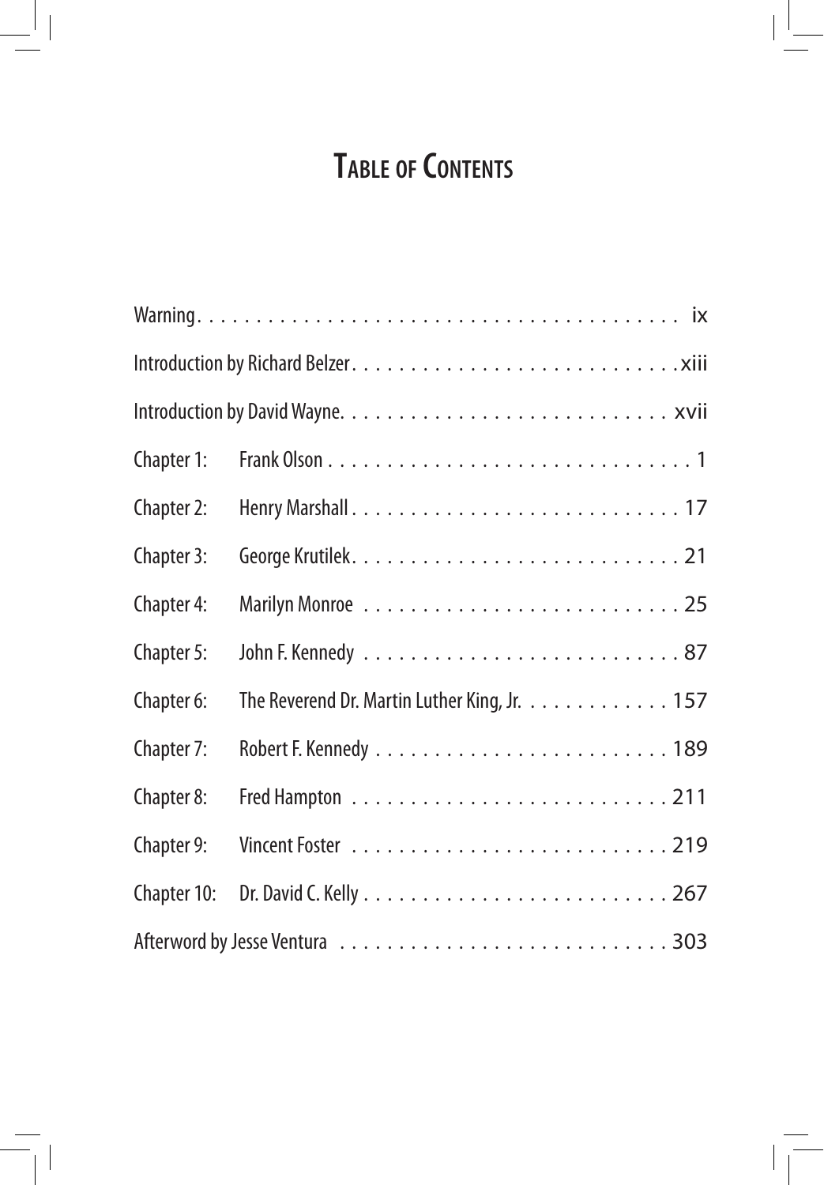# Table of Contents

| | | |
|---|---|---|
| Warning | | ix |
| Introduction by Richard Belzer | | xiii |
| Introduction by David Wayne | | xvii |
| Chapter 1: | Frank Olson | 1 |
| Chapter 2: | Henry Marshall | 17 |
| Chapter 3: | George Krutilek | 21 |
| Chapter 4: | Marilyn Monroe | 25 |
| Chapter 5: | John F. Kennedy | 87 |
| Chapter 6: | The Reverend Dr. Martin Luther King, Jr. | 157 |
| Chapter 7: | Robert F. Kennedy | 189 |
| Chapter 8: | Fred Hampton | 211 |
| Chapter 9: | Vincent Foster | 219 |
| Chapter 10: | Dr. David C. Kelly | 267 |
| Afterword by Jesse Ventura | | 303 |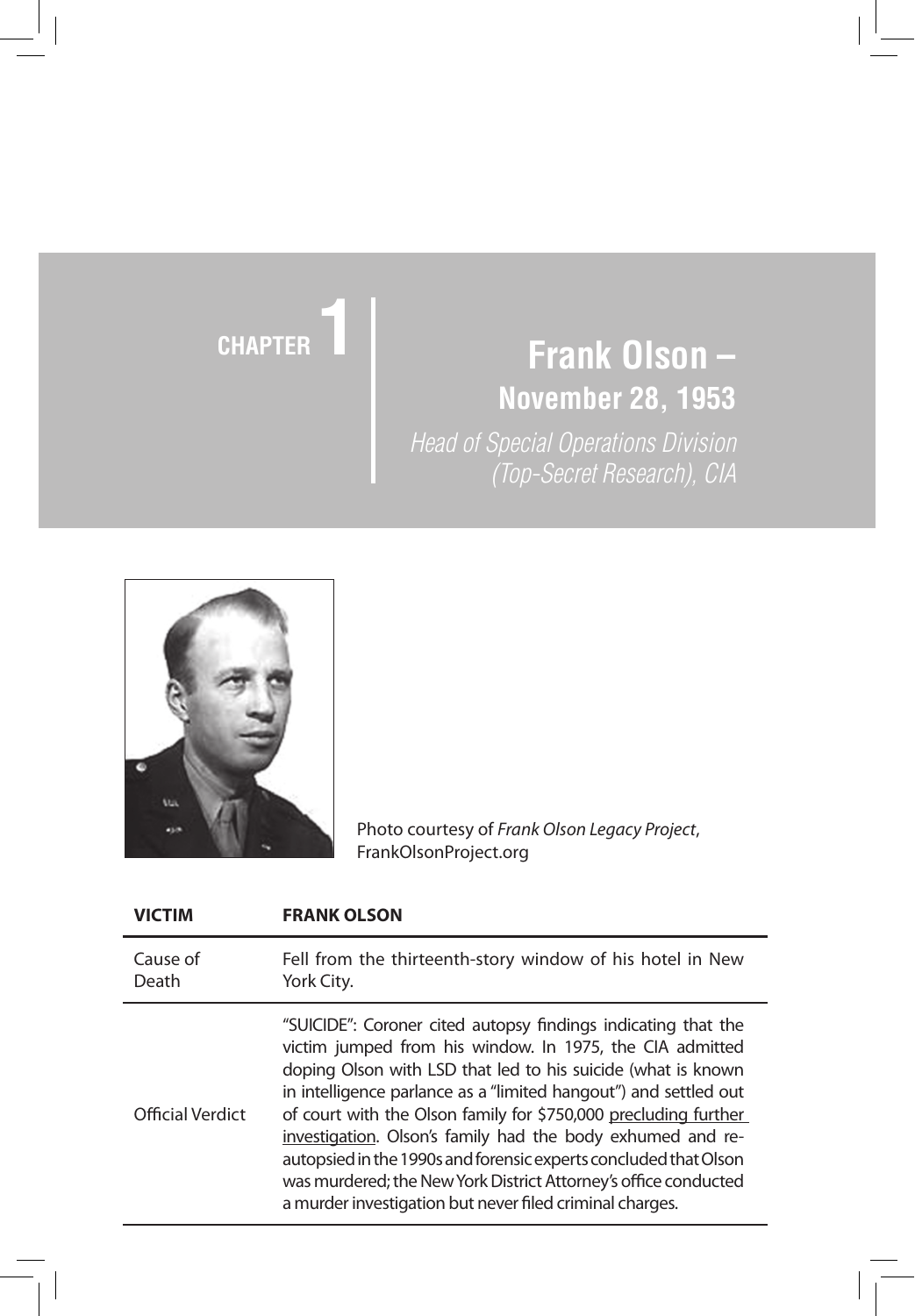# CHAPTER 1

## Frank Olson – November 28, 1953

*Head of Special Operations Division (Top-Secret Research), CIA*

Photo courtesy of *Frank Olson Legacy Project*, FrankOlsonProject.org

| VICTIM | FRANK OLSON |
|---|---|
| Cause of Death | Fell from the thirteenth-story window of his hotel in New York City. |
| Official Verdict | "SUICIDE": Coroner cited autopsy findings indicating that the victim jumped from his window. In 1975, the CIA admitted doping Olson with LSD that led to his suicide (what is known in intelligence parlance as a "limited hangout") and settled out of court with the Olson family for $750,000 precluding further investigation. Olson's family had the body exhumed and re-autopsied in the 1990s and forensic experts concluded that Olson was murdered; the New York District Attorney's office conducted a murder investigation but never filed criminal charges. |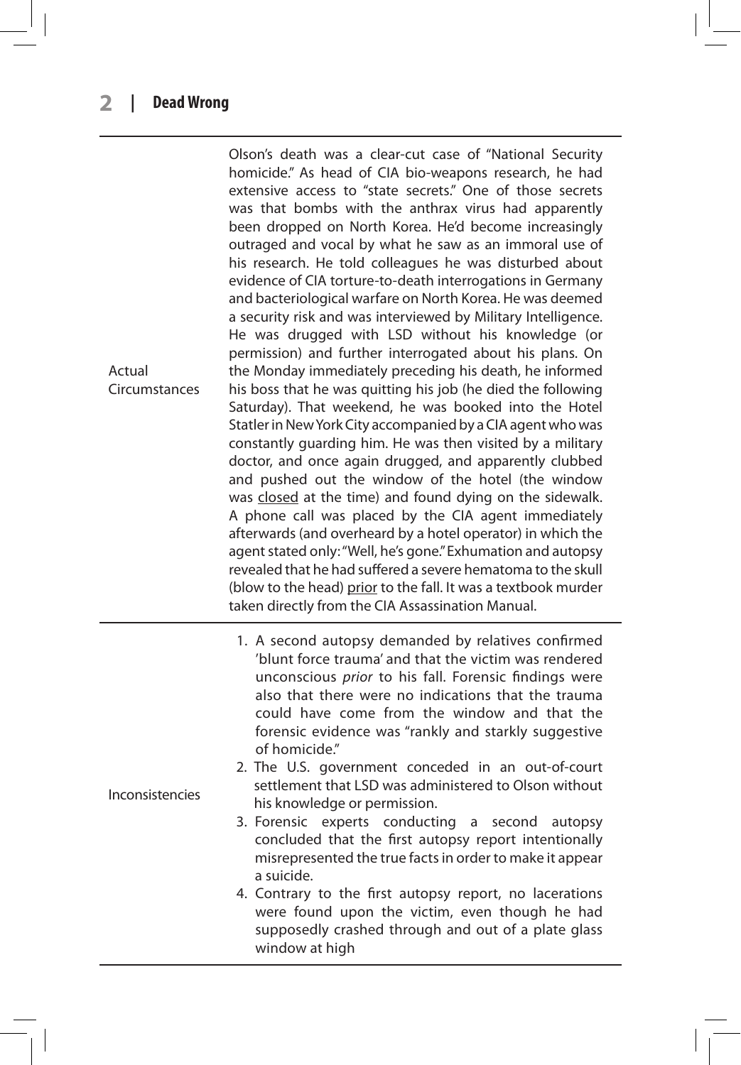| | |
|---|---|
| Actual Circumstances | Olson's death was a clear-cut case of "National Security homicide." As head of CIA bio-weapons research, he had extensive access to "state secrets." One of those secrets was that bombs with the anthrax virus had apparently been dropped on North Korea. He'd become increasingly outraged and vocal by what he saw as an immoral use of his research. He told colleagues he was disturbed about evidence of CIA torture-to-death interrogations in Germany and bacteriological warfare on North Korea. He was deemed a security risk and was interviewed by Military Intelligence. He was drugged with LSD without his knowledge (or permission) and further interrogated about his plans. On the Monday immediately preceding his death, he informed his boss that he was quitting his job (he died the following Saturday). That weekend, he was booked into the Hotel Statler in New York City accompanied by a CIA agent who was constantly guarding him. He was then visited by a military doctor, and once again drugged, and apparently clubbed and pushed out the window of the hotel (the window was <u>closed</u> at the time) and found dying on the sidewalk. A phone call was placed by the CIA agent immediately afterwards (and overheard by a hotel operator) in which the agent stated only: "Well, he's gone." Exhumation and autopsy revealed that he had suffered a severe hematoma to the skull (blow to the head) <u>prior</u> to the fall. It was a textbook murder taken directly from the CIA Assassination Manual. |
| Inconsistencies | 1. A second autopsy demanded by relatives confirmed 'blunt force trauma' and that the victim was rendered unconscious *prior* to his fall. Forensic findings were also that there were no indications that the trauma could have come from the window and that the forensic evidence was "rankly and starkly suggestive of homicide."<br>2. The U.S. government conceded in an out-of-court settlement that LSD was administered to Olson without his knowledge or permission.<br>3. Forensic experts conducting a second autopsy concluded that the first autopsy report intentionally misrepresented the true facts in order to make it appear a suicide.<br>4. Contrary to the first autopsy report, no lacerations were found upon the victim, even though he had supposedly crashed through and out of a plate glass window at high |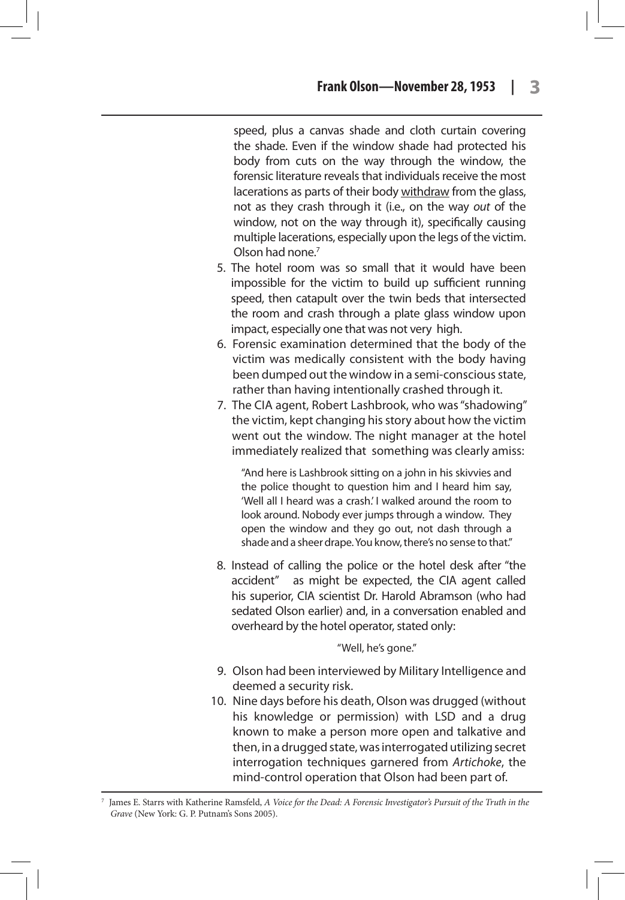speed, plus a canvas shade and cloth curtain covering the shade. Even if the window shade had protected his body from cuts on the way through the window, the forensic literature reveals that individuals receive the most lacerations as parts of their body <u>withdraw</u> from the glass, not as they crash through it (i.e., on the way *out* of the window, not on the way through it), specifically causing multiple lacerations, especially upon the legs of the victim. Olson had none.[7]

5. The hotel room was so small that it would have been impossible for the victim to build up sufficient running speed, then catapult over the twin beds that intersected the room and crash through a plate glass window upon impact, especially one that was not very high.
6. Forensic examination determined that the body of the victim was medically consistent with the body having been dumped out the window in a semi-conscious state, rather than having intentionally crashed through it.
7. The CIA agent, Robert Lashbrook, who was "shadowing" the victim, kept changing his story about how the victim went out the window. The night manager at the hotel immediately realized that something was clearly amiss:

   > "And here is Lashbrook sitting on a john in his skivvies and the police thought to question him and I heard him say, 'Well all I heard was a crash.' I walked around the room to look around. Nobody ever jumps through a window. They open the window and they go out, not dash through a shade and a sheer drape. You know, there's no sense to that."

8. Instead of calling the police or the hotel desk after "the accident" as might be expected, the CIA agent called his superior, CIA scientist Dr. Harold Abramson (who had sedated Olson earlier) and, in a conversation enabled and overheard by the hotel operator, stated only:

   "Well, he's gone."

9. Olson had been interviewed by Military Intelligence and deemed a security risk.
10. Nine days before his death, Olson was drugged (without his knowledge or permission) with LSD and a drug known to make a person more open and talkative and then, in a drugged state, was interrogated utilizing secret interrogation techniques garnered from *Artichoke*, the mind-control operation that Olson had been part of.

---

[7] James E. Starrs with Katherine Ramsfeld, *A Voice for the Dead: A Forensic Investigator's Pursuit of the Truth in the Grave* (New York: G. P. Putnam's Sons 2005).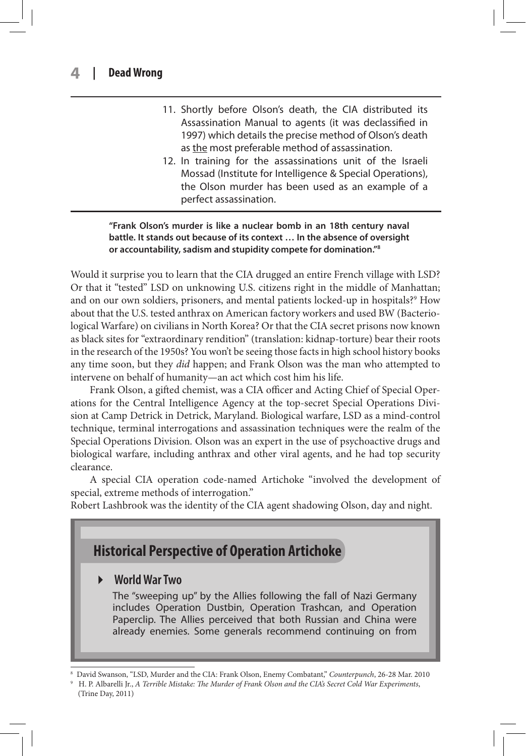11. Shortly before Olson's death, the CIA distributed its Assassination Manual to agents (it was declassified in 1997) which details the precise method of Olson's death as <u>the</u> most preferable method of assassination.
12. In training for the assassinations unit of the Israeli Mossad (Institute for Intelligence & Special Operations), the Olson murder has been used as an example of a perfect assassination.

**"Frank Olson's murder is like a nuclear bomb in an 18th century naval battle. It stands out because of its context … In the absence of oversight or accountability, sadism and stupidity compete for domination."[8]**

Would it surprise you to learn that the CIA drugged an entire French village with LSD? Or that it "tested" LSD on unknowing U.S. citizens right in the middle of Manhattan; and on our own soldiers, prisoners, and mental patients locked-up in hospitals?[9] How about that the U.S. tested anthrax on American factory workers and used BW (Bacteriological Warfare) on civilians in North Korea? Or that the CIA secret prisons now known as black sites for "extraordinary rendition" (translation: kidnap-torture) bear their roots in the research of the 1950s? You won't be seeing those facts in high school history books any time soon, but they *did* happen; and Frank Olson was the man who attempted to intervene on behalf of humanity—an act which cost him his life.

Frank Olson, a gifted chemist, was a CIA officer and Acting Chief of Special Operations for the Central Intelligence Agency at the top-secret Special Operations Division at Camp Detrick in Detrick, Maryland. Biological warfare, LSD as a mind-control technique, terminal interrogations and assassination techniques were the realm of the Special Operations Division. Olson was an expert in the use of psychoactive drugs and biological warfare, including anthrax and other viral agents, and he had top security clearance.

A special CIA operation code-named Artichoke "involved the development of special, extreme methods of interrogation."

Robert Lashbrook was the identity of the CIA agent shadowing Olson, day and night.

## Historical Perspective of Operation Artichoke

### World War Two

The "sweeping up" by the Allies following the fall of Nazi Germany includes Operation Dustbin, Operation Trashcan, and Operation Paperclip. The Allies perceived that both Russian and China were already enemies. Some generals recommend continuing on from

---

[8] David Swanson, "LSD, Murder and the CIA: Frank Olson, Enemy Combatant," *Counterpunch*, 26-28 Mar. 2010

[9] H. P. Albarelli Jr., *A Terrible Mistake: The Murder of Frank Olson and the CIA's Secret Cold War Experiments*, (Trine Day, 2011)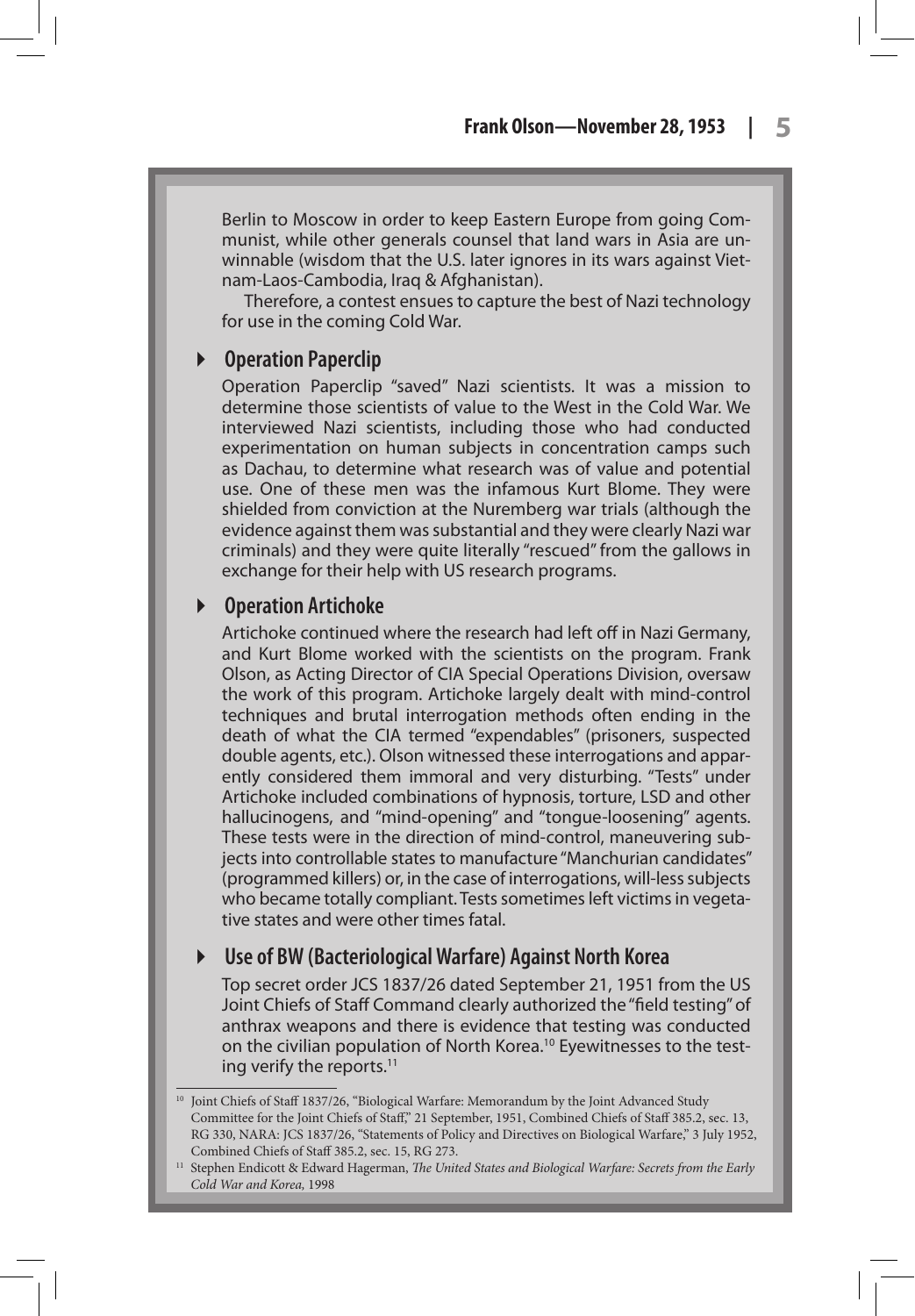Berlin to Moscow in order to keep Eastern Europe from going Communist, while other generals counsel that land wars in Asia are unwinnable (wisdom that the U.S. later ignores in its wars against Vietnam-Laos-Cambodia, Iraq & Afghanistan).

Therefore, a contest ensues to capture the best of Nazi technology for use in the coming Cold War.

### Operation Paperclip

Operation Paperclip "saved" Nazi scientists. It was a mission to determine those scientists of value to the West in the Cold War. We interviewed Nazi scientists, including those who had conducted experimentation on human subjects in concentration camps such as Dachau, to determine what research was of value and potential use. One of these men was the infamous Kurt Blome. They were shielded from conviction at the Nuremberg war trials (although the evidence against them was substantial and they were clearly Nazi war criminals) and they were quite literally "rescued" from the gallows in exchange for their help with US research programs.

### Operation Artichoke

Artichoke continued where the research had left off in Nazi Germany, and Kurt Blome worked with the scientists on the program. Frank Olson, as Acting Director of CIA Special Operations Division, oversaw the work of this program. Artichoke largely dealt with mind-control techniques and brutal interrogation methods often ending in the death of what the CIA termed "expendables" (prisoners, suspected double agents, etc.). Olson witnessed these interrogations and apparently considered them immoral and very disturbing. "Tests" under Artichoke included combinations of hypnosis, torture, LSD and other hallucinogens, and "mind-opening" and "tongue-loosening" agents. These tests were in the direction of mind-control, maneuvering subjects into controllable states to manufacture "Manchurian candidates" (programmed killers) or, in the case of interrogations, will-less subjects who became totally compliant. Tests sometimes left victims in vegetative states and were other times fatal.

### Use of BW (Bacteriological Warfare) Against North Korea

Top secret order JCS 1837/26 dated September 21, 1951 from the US Joint Chiefs of Staff Command clearly authorized the "field testing" of anthrax weapons and there is evidence that testing was conducted on the civilian population of North Korea.[10] Eyewitnesses to the testing verify the reports.[11]

---

[10] Joint Chiefs of Staff 1837/26, "Biological Warfare: Memorandum by the Joint Advanced Study Committee for the Joint Chiefs of Staff," 21 September, 1951, Combined Chiefs of Staff 385.2, sec. 13, RG 330, NARA: JCS 1837/26, "Statements of Policy and Directives on Biological Warfare," 3 July 1952, Combined Chiefs of Staff 385.2, sec. 15, RG 273.

[11] Stephen Endicott & Edward Hagerman, *The United States and Biological Warfare: Secrets from the Early Cold War and Korea,* 1998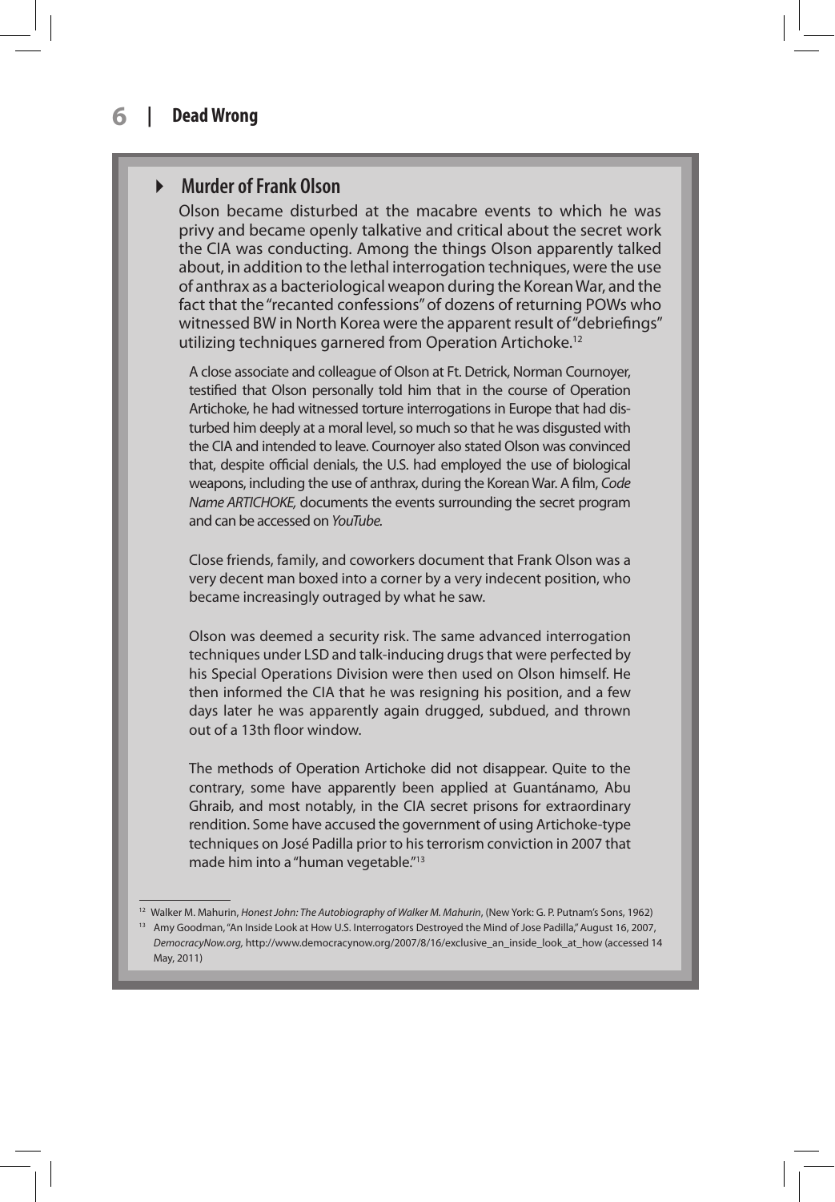### Murder of Frank Olson

Olson became disturbed at the macabre events to which he was privy and became openly talkative and critical about the secret work the CIA was conducting. Among the things Olson apparently talked about, in addition to the lethal interrogation techniques, were the use of anthrax as a bacteriological weapon during the Korean War, and the fact that the "recanted confessions" of dozens of returning POWs who witnessed BW in North Korea were the apparent result of "debriefings" utilizing techniques garnered from Operation Artichoke.[12]

A close associate and colleague of Olson at Ft. Detrick, Norman Cournoyer, testified that Olson personally told him that in the course of Operation Artichoke, he had witnessed torture interrogations in Europe that had disturbed him deeply at a moral level, so much so that he was disgusted with the CIA and intended to leave. Cournoyer also stated Olson was convinced that, despite official denials, the U.S. had employed the use of biological weapons, including the use of anthrax, during the Korean War. A film, *Code Name ARTICHOKE,* documents the events surrounding the secret program and can be accessed on *YouTube.*

Close friends, family, and coworkers document that Frank Olson was a very decent man boxed into a corner by a very indecent position, who became increasingly outraged by what he saw.

Olson was deemed a security risk. The same advanced interrogation techniques under LSD and talk-inducing drugs that were perfected by his Special Operations Division were then used on Olson himself. He then informed the CIA that he was resigning his position, and a few days later he was apparently again drugged, subdued, and thrown out of a 13th floor window.

The methods of Operation Artichoke did not disappear. Quite to the contrary, some have apparently been applied at Guantánamo, Abu Ghraib, and most notably, in the CIA secret prisons for extraordinary rendition. Some have accused the government of using Artichoke-type techniques on José Padilla prior to his terrorism conviction in 2007 that made him into a "human vegetable."[13]

---

[12] Walker M. Mahurin, *Honest John: The Autobiography of Walker M. Mahurin*, (New York: G. P. Putnam's Sons, 1962)

[13] Amy Goodman, "An Inside Look at How U.S. Interrogators Destroyed the Mind of Jose Padilla," August 16, 2007, *DemocracyNow.org,* http://www.democracynow.org/2007/8/16/exclusive_an_inside_look_at_how (accessed 14 May, 2011)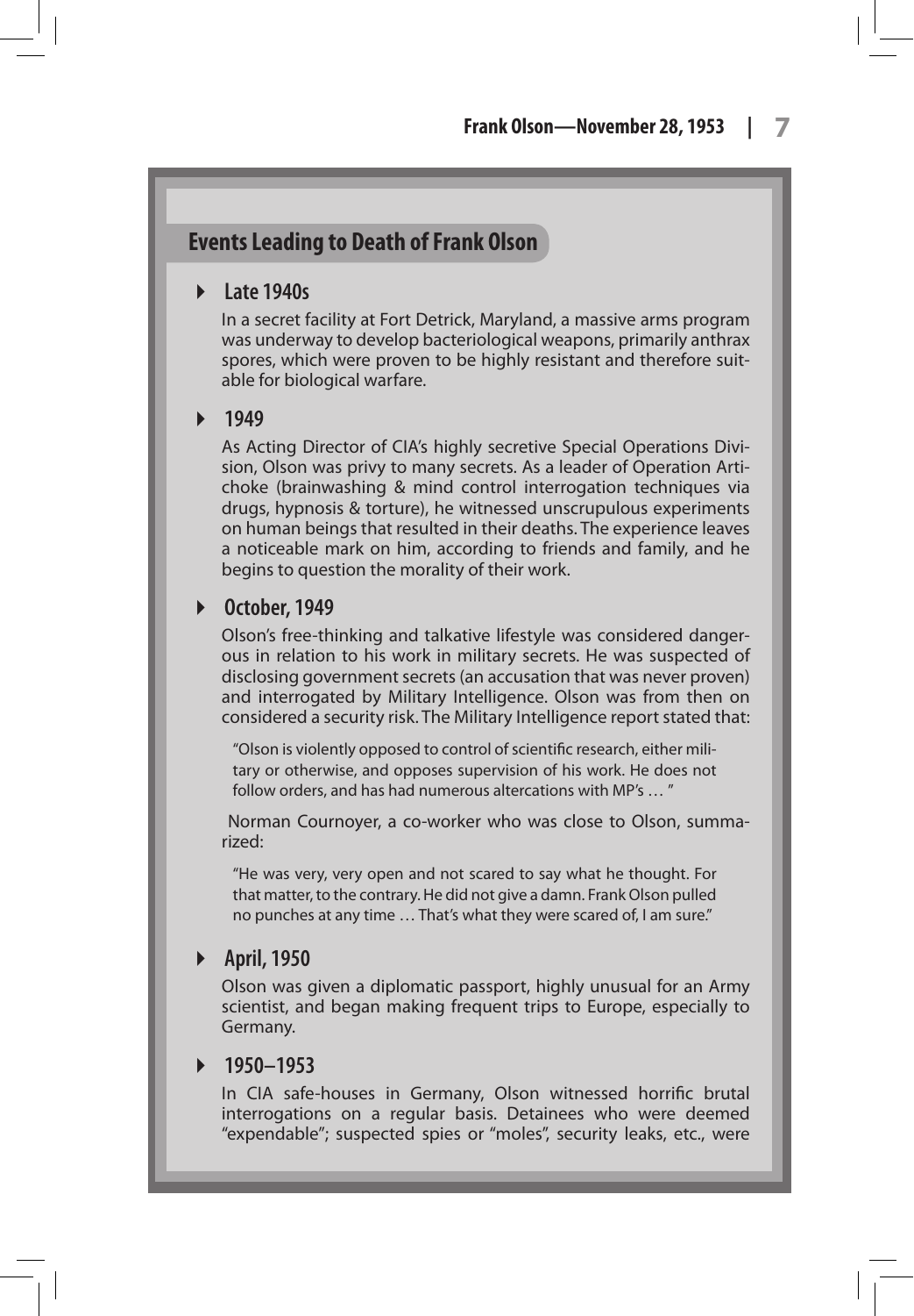## Events Leading to Death of Frank Olson

### Late 1940s

In a secret facility at Fort Detrick, Maryland, a massive arms program was underway to develop bacteriological weapons, primarily anthrax spores, which were proven to be highly resistant and therefore suitable for biological warfare.

### 1949

As Acting Director of CIA's highly secretive Special Operations Division, Olson was privy to many secrets. As a leader of Operation Artichoke (brainwashing & mind control interrogation techniques via drugs, hypnosis & torture), he witnessed unscrupulous experiments on human beings that resulted in their deaths. The experience leaves a noticeable mark on him, according to friends and family, and he begins to question the morality of their work.

### October, 1949

Olson's free-thinking and talkative lifestyle was considered dangerous in relation to his work in military secrets. He was suspected of disclosing government secrets (an accusation that was never proven) and interrogated by Military Intelligence. Olson was from then on considered a security risk. The Military Intelligence report stated that:

> "Olson is violently opposed to control of scientific research, either military or otherwise, and opposes supervision of his work. He does not follow orders, and has had numerous altercations with MP's … "

Norman Cournoyer, a co-worker who was close to Olson, summarized:

> "He was very, very open and not scared to say what he thought. For that matter, to the contrary. He did not give a damn. Frank Olson pulled no punches at any time … That's what they were scared of, I am sure."

### April, 1950

Olson was given a diplomatic passport, highly unusual for an Army scientist, and began making frequent trips to Europe, especially to Germany.

### 1950–1953

In CIA safe-houses in Germany, Olson witnessed horrific brutal interrogations on a regular basis. Detainees who were deemed "expendable"; suspected spies or "moles", security leaks, etc., were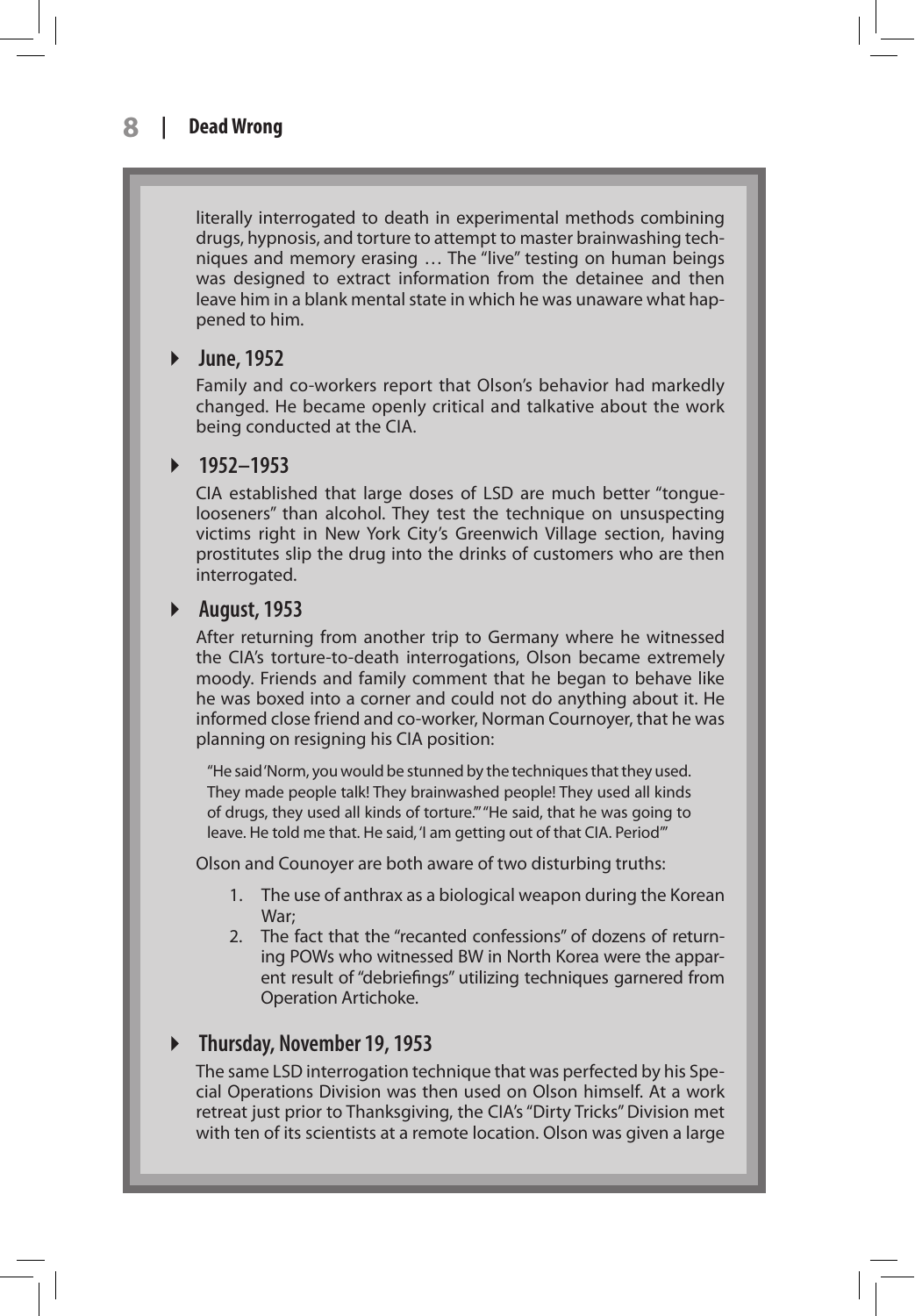literally interrogated to death in experimental methods combining drugs, hypnosis, and torture to attempt to master brainwashing techniques and memory erasing … The "live" testing on human beings was designed to extract information from the detainee and then leave him in a blank mental state in which he was unaware what happened to him.

### June, 1952

Family and co-workers report that Olson's behavior had markedly changed. He became openly critical and talkative about the work being conducted at the CIA.

### 1952–1953

CIA established that large doses of LSD are much better "tongue-looseners" than alcohol. They test the technique on unsuspecting victims right in New York City's Greenwich Village section, having prostitutes slip the drug into the drinks of customers who are then interrogated.

### August, 1953

After returning from another trip to Germany where he witnessed the CIA's torture-to-death interrogations, Olson became extremely moody. Friends and family comment that he began to behave like he was boxed into a corner and could not do anything about it. He informed close friend and co-worker, Norman Cournoyer, that he was planning on resigning his CIA position:

> "He said 'Norm, you would be stunned by the techniques that they used. They made people talk! They brainwashed people! They used all kinds of drugs, they used all kinds of torture.'" "He said, that he was going to leave. He told me that. He said, 'I am getting out of that CIA. Period'"

Olson and Counoyer are both aware of two disturbing truths:

1. The use of anthrax as a biological weapon during the Korean War;
2. The fact that the "recanted confessions" of dozens of returning POWs who witnessed BW in North Korea were the apparent result of "debriefings" utilizing techniques garnered from Operation Artichoke.

### Thursday, November 19, 1953

The same LSD interrogation technique that was perfected by his Special Operations Division was then used on Olson himself. At a work retreat just prior to Thanksgiving, the CIA's "Dirty Tricks" Division met with ten of its scientists at a remote location. Olson was given a large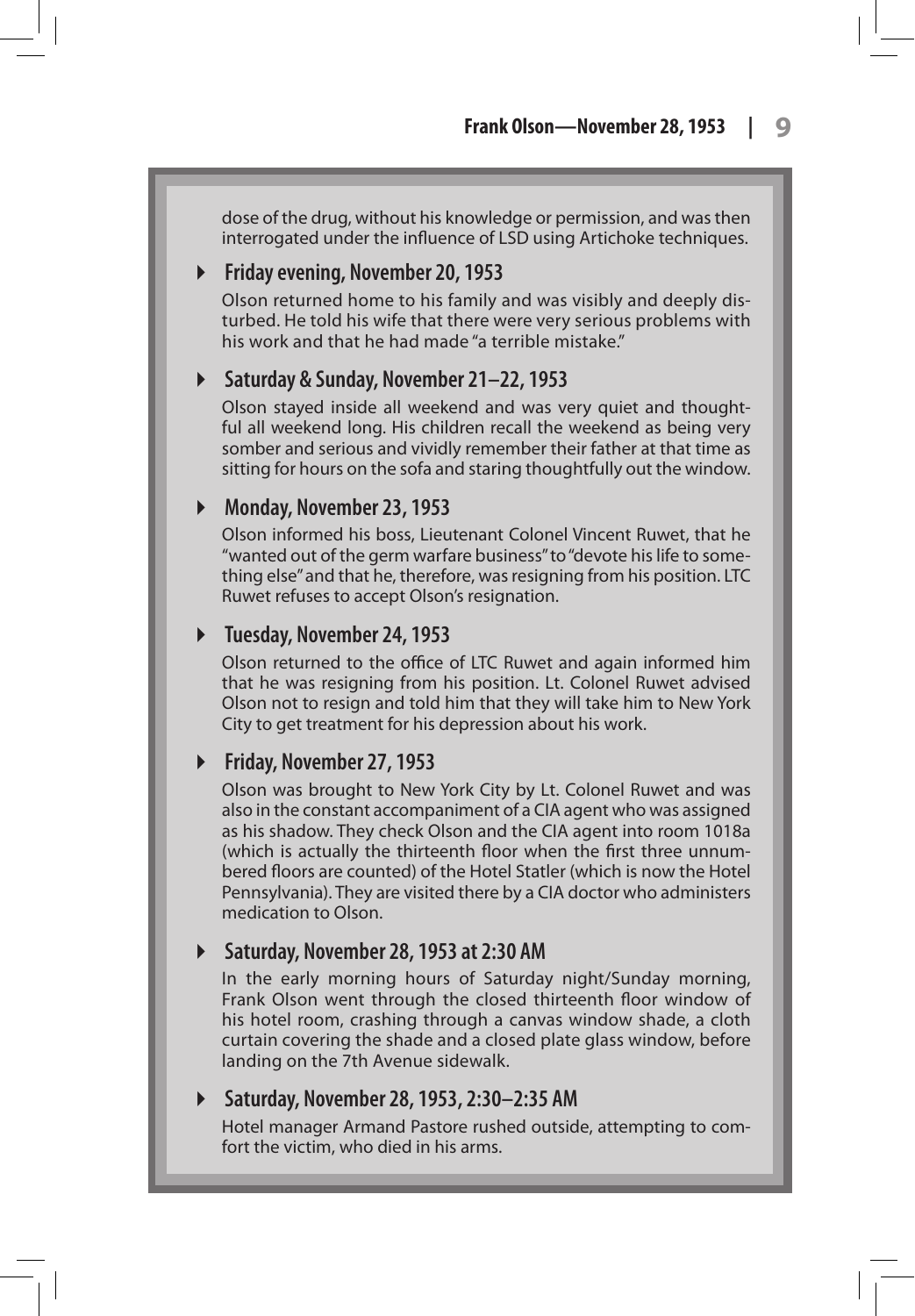dose of the drug, without his knowledge or permission, and was then interrogated under the influence of LSD using Artichoke techniques.

### Friday evening, November 20, 1953

Olson returned home to his family and was visibly and deeply disturbed. He told his wife that there were very serious problems with his work and that he had made "a terrible mistake."

### Saturday & Sunday, November 21–22, 1953

Olson stayed inside all weekend and was very quiet and thoughtful all weekend long. His children recall the weekend as being very somber and serious and vividly remember their father at that time as sitting for hours on the sofa and staring thoughtfully out the window.

### Monday, November 23, 1953

Olson informed his boss, Lieutenant Colonel Vincent Ruwet, that he "wanted out of the germ warfare business" to "devote his life to something else" and that he, therefore, was resigning from his position. LTC Ruwet refuses to accept Olson's resignation.

### Tuesday, November 24, 1953

Olson returned to the office of LTC Ruwet and again informed him that he was resigning from his position. Lt. Colonel Ruwet advised Olson not to resign and told him that they will take him to New York City to get treatment for his depression about his work.

### Friday, November 27, 1953

Olson was brought to New York City by Lt. Colonel Ruwet and was also in the constant accompaniment of a CIA agent who was assigned as his shadow. They check Olson and the CIA agent into room 1018a (which is actually the thirteenth floor when the first three unnumbered floors are counted) of the Hotel Statler (which is now the Hotel Pennsylvania). They are visited there by a CIA doctor who administers medication to Olson.

### Saturday, November 28, 1953 at 2:30 AM

In the early morning hours of Saturday night/Sunday morning, Frank Olson went through the closed thirteenth floor window of his hotel room, crashing through a canvas window shade, a cloth curtain covering the shade and a closed plate glass window, before landing on the 7th Avenue sidewalk.

### Saturday, November 28, 1953, 2:30–2:35 AM

Hotel manager Armand Pastore rushed outside, attempting to comfort the victim, who died in his arms.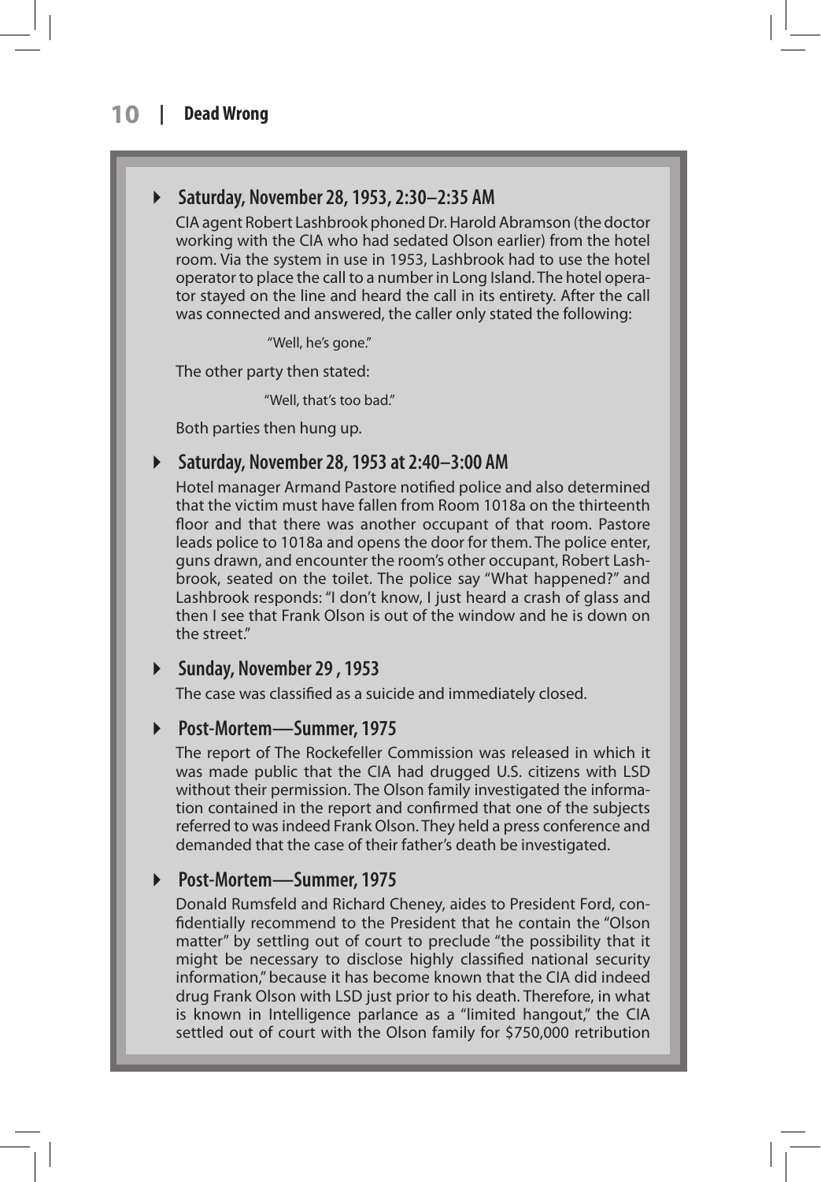### Saturday, November 28, 1953, 2:30–2:35 AM

CIA agent Robert Lashbrook phoned Dr. Harold Abramson (the doctor working with the CIA who had sedated Olson earlier) from the hotel room. Via the system in use in 1953, Lashbrook had to use the hotel operator to place the call to a number in Long Island. The hotel operator stayed on the line and heard the call in its entirety. After the call was connected and answered, the caller only stated the following:

> "Well, he's gone."

The other party then stated:

> "Well, that's too bad."

Both parties then hung up.

### Saturday, November 28, 1953 at 2:40–3:00 AM

Hotel manager Armand Pastore notified police and also determined that the victim must have fallen from Room 1018a on the thirteenth floor and that there was another occupant of that room. Pastore leads police to 1018a and opens the door for them. The police enter, guns drawn, and encounter the room's other occupant, Robert Lashbrook, seated on the toilet. The police say "What happened?" and Lashbrook responds: "I don't know, I just heard a crash of glass and then I see that Frank Olson is out of the window and he is down on the street."

### Sunday, November 29 , 1953

The case was classified as a suicide and immediately closed.

### Post-Mortem—Summer, 1975

The report of The Rockefeller Commission was released in which it was made public that the CIA had drugged U.S. citizens with LSD without their permission. The Olson family investigated the information contained in the report and confirmed that one of the subjects referred to was indeed Frank Olson. They held a press conference and demanded that the case of their father's death be investigated.

### Post-Mortem—Summer, 1975

Donald Rumsfeld and Richard Cheney, aides to President Ford, confidentially recommend to the President that he contain the "Olson matter" by settling out of court to preclude "the possibility that it might be necessary to disclose highly classified national security information," because it has become known that the CIA did indeed drug Frank Olson with LSD just prior to his death. Therefore, in what is known in Intelligence parlance as a "limited hangout," the CIA settled out of court with the Olson family for $750,000 retribution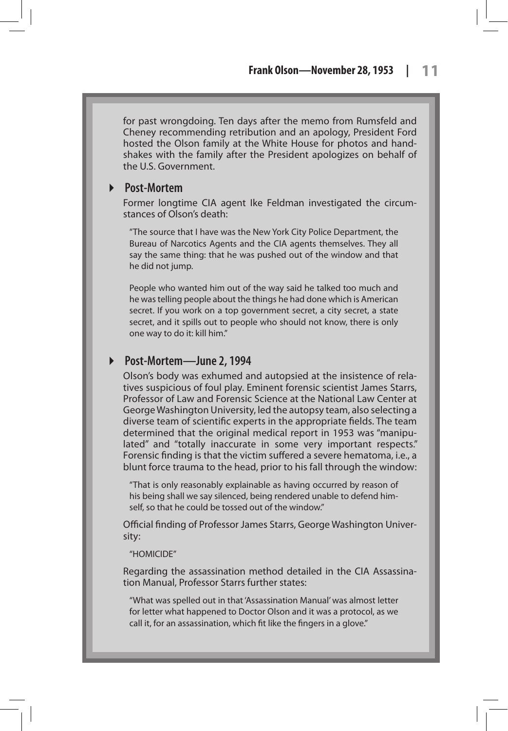for past wrongdoing. Ten days after the memo from Rumsfeld and Cheney recommending retribution and an apology, President Ford hosted the Olson family at the White House for photos and handshakes with the family after the President apologizes on behalf of the U.S. Government.

### Post-Mortem

Former longtime CIA agent Ike Feldman investigated the circumstances of Olson's death:

> "The source that I have was the New York City Police Department, the Bureau of Narcotics Agents and the CIA agents themselves. They all say the same thing: that he was pushed out of the window and that he did not jump.
>
> People who wanted him out of the way said he talked too much and he was telling people about the things he had done which is American secret. If you work on a top government secret, a city secret, a state secret, and it spills out to people who should not know, there is only one way to do it: kill him."

### Post-Mortem—June 2, 1994

Olson's body was exhumed and autopsied at the insistence of relatives suspicious of foul play. Eminent forensic scientist James Starrs, Professor of Law and Forensic Science at the National Law Center at George Washington University, led the autopsy team, also selecting a diverse team of scientific experts in the appropriate fields. The team determined that the original medical report in 1953 was "manipulated" and "totally inaccurate in some very important respects." Forensic finding is that the victim suffered a severe hematoma, i.e., a blunt force trauma to the head, prior to his fall through the window:

> "That is only reasonably explainable as having occurred by reason of his being shall we say silenced, being rendered unable to defend himself, so that he could be tossed out of the window."

Official finding of Professor James Starrs, George Washington University:

> "HOMICIDE"

Regarding the assassination method detailed in the CIA Assassination Manual, Professor Starrs further states:

> "What was spelled out in that 'Assassination Manual' was almost letter for letter what happened to Doctor Olson and it was a protocol, as we call it, for an assassination, which fit like the fingers in a glove."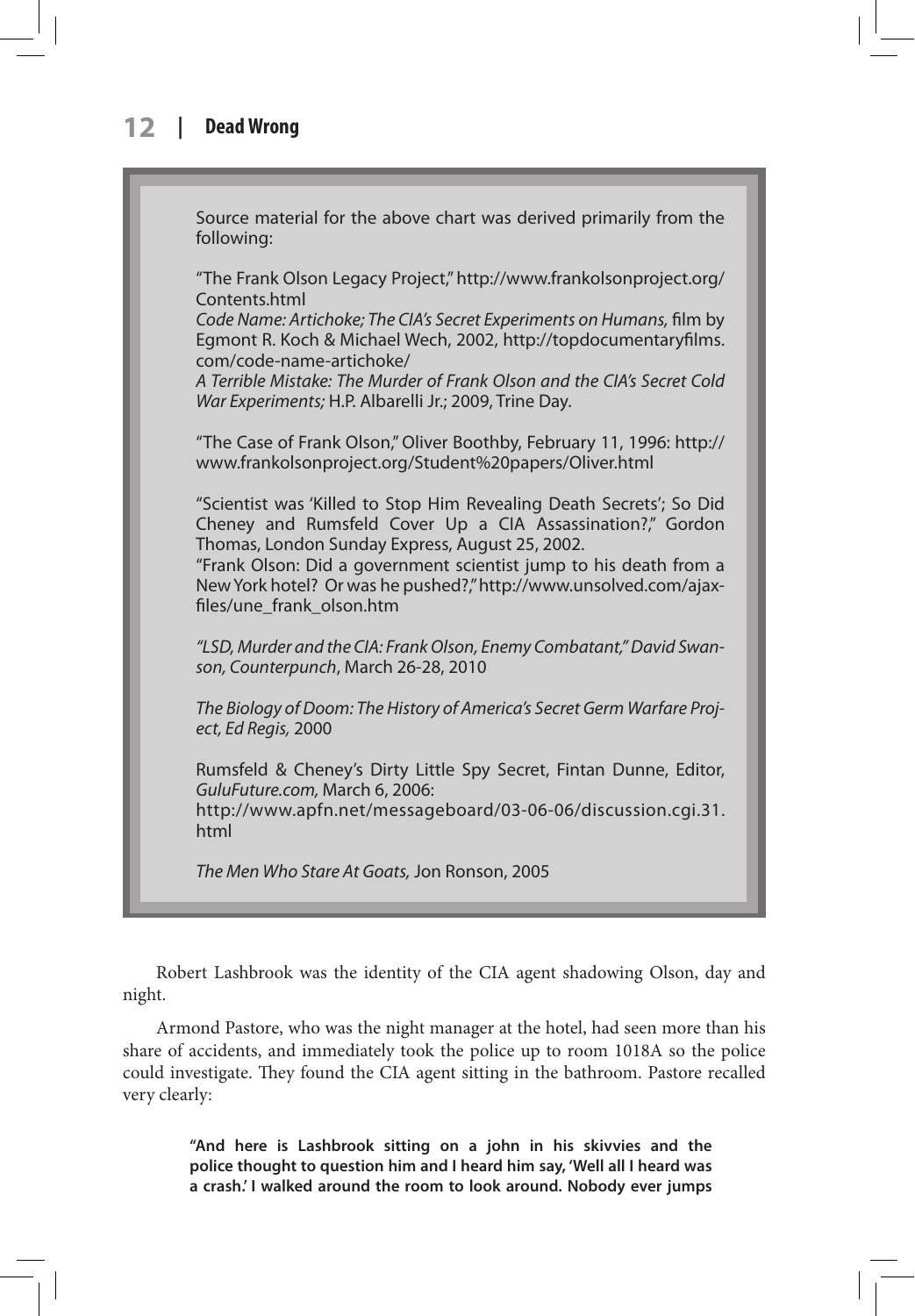Source material for the above chart was derived primarily from the following:

"The Frank Olson Legacy Project," http://www.frankolsonproject.org/Contents.html
*Code Name: Artichoke; The CIA's Secret Experiments on Humans,* film by Egmont R. Koch & Michael Wech, 2002, http://topdocumentaryfilms.com/code-name-artichoke/
*A Terrible Mistake: The Murder of Frank Olson and the CIA's Secret Cold War Experiments;* H.P. Albarelli Jr.; 2009, Trine Day.

"The Case of Frank Olson," Oliver Boothby, February 11, 1996: http://www.frankolsonproject.org/Student%20papers/Oliver.html

"Scientist was 'Killed to Stop Him Revealing Death Secrets'; So Did Cheney and Rumsfeld Cover Up a CIA Assassination?," Gordon Thomas, London Sunday Express, August 25, 2002.
"Frank Olson: Did a government scientist jump to his death from a New York hotel? Or was he pushed?," http://www.unsolved.com/ajaxfiles/une_frank_olson.htm

*"LSD, Murder and the CIA: Frank Olson, Enemy Combatant," David Swanson, Counterpunch*, March 26-28, 2010

*The Biology of Doom: The History of America's Secret Germ Warfare Project, Ed Regis,* 2000

Rumsfeld & Cheney's Dirty Little Spy Secret, Fintan Dunne, Editor, *GuluFuture.com,* March 6, 2006:
http://www.apfn.net/messageboard/03-06-06/discussion.cgi.31.html

*The Men Who Stare At Goats,* Jon Ronson, 2005

Robert Lashbrook was the identity of the CIA agent shadowing Olson, day and night.

Armond Pastore, who was the night manager at the hotel, had seen more than his share of accidents, and immediately took the police up to room 1018A so the police could investigate. They found the CIA agent sitting in the bathroom. Pastore recalled very clearly:

> **"And here is Lashbrook sitting on a john in his skivvies and the police thought to question him and I heard him say, 'Well all I heard was a crash.' I walked around the room to look around. Nobody ever jumps**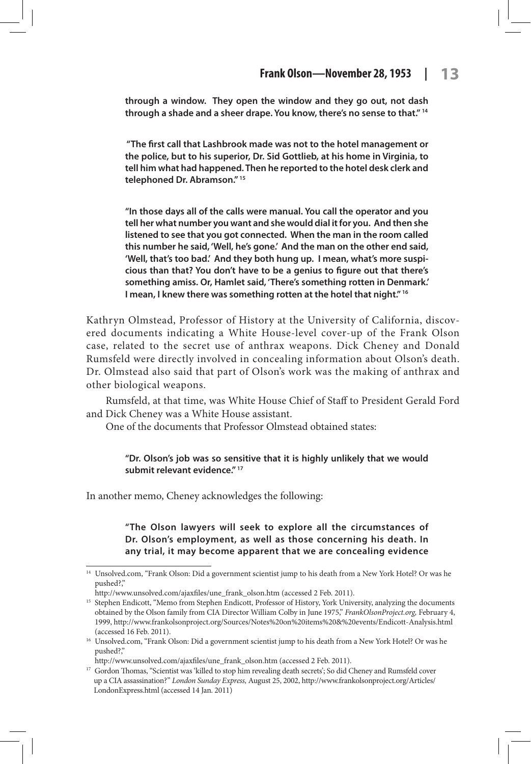**through a window. They open the window and they go out, not dash through a shade and a sheer drape. You know, there's no sense to that."** [14]

**"The first call that Lashbrook made was not to the hotel management or the police, but to his superior, Dr. Sid Gottlieb, at his home in Virginia, to tell him what had happened. Then he reported to the hotel desk clerk and telephoned Dr. Abramson."** [15]

**"In those days all of the calls were manual. You call the operator and you tell her what number you want and she would dial it for you. And then she listened to see that you got connected. When the man in the room called this number he said, 'Well, he's gone.' And the man on the other end said, 'Well, that's too bad.' And they both hung up. I mean, what's more suspicious than that? You don't have to be a genius to figure out that there's something amiss. Or, Hamlet said, 'There's something rotten in Denmark.' I mean, I knew there was something rotten at the hotel that night."** [16]

Kathryn Olmstead, Professor of History at the University of California, discovered documents indicating a White House-level cover-up of the Frank Olson case, related to the secret use of anthrax weapons. Dick Cheney and Donald Rumsfeld were directly involved in concealing information about Olson's death. Dr. Olmstead also said that part of Olson's work was the making of anthrax and other biological weapons.

Rumsfeld, at that time, was White House Chief of Staff to President Gerald Ford and Dick Cheney was a White House assistant.

One of the documents that Professor Olmstead obtained states:

**"Dr. Olson's job was so sensitive that it is highly unlikely that we would submit relevant evidence."** [17]

In another memo, Cheney acknowledges the following:

**"The Olson lawyers will seek to explore all the circumstances of Dr. Olson's employment, as well as those concerning his death. In any trial, it may become apparent that we are concealing evidence**

---

[14] Unsolved.com, "Frank Olson: Did a government scientist jump to his death from a New York Hotel? Or was he pushed?," http://www.unsolved.com/ajaxfiles/une_frank_olson.htm (accessed 2 Feb. 2011).

[15] Stephen Endicott, "Memo from Stephen Endicott, Professor of History, York University, analyzing the documents obtained by the Olson family from CIA Director William Colby in June 1975," *FrankOlsonProject.org,* February 4, 1999, http://www.frankolsonproject.org/Sources/Notes%20on%20items%20&%20events/Endicott-Analysis.html (accessed 16 Feb. 2011).

[16] Unsolved.com, "Frank Olson: Did a government scientist jump to his death from a New York Hotel? Or was he pushed?," http://www.unsolved.com/ajaxfiles/une_frank_olson.htm (accessed 2 Feb. 2011).

[17] Gordon Thomas, "Scientist was 'killed to stop him revealing death secrets'; So did Cheney and Rumsfeld cover up a CIA assassination?" *London Sunday Express,* August 25, 2002, http://www.frankolsonproject.org/Articles/LondonExpress.html (accessed 14 Jan. 2011)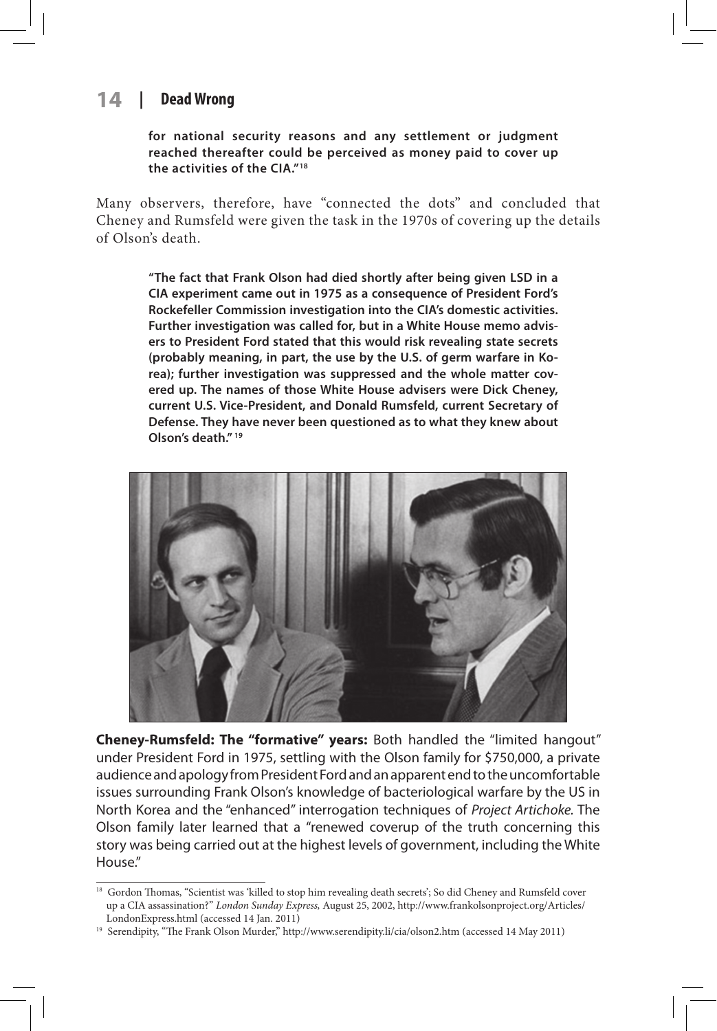**for national security reasons and any settlement or judgment reached thereafter could be perceived as money paid to cover up the activities of the CIA."[18]**

Many observers, therefore, have "connected the dots" and concluded that Cheney and Rumsfeld were given the task in the 1970s of covering up the details of Olson's death.

> **"The fact that Frank Olson had died shortly after being given LSD in a CIA experiment came out in 1975 as a consequence of President Ford's Rockefeller Commission investigation into the CIA's domestic activities. Further investigation was called for, but in a White House memo advisers to President Ford stated that this would risk revealing state secrets (probably meaning, in part, the use by the U.S. of germ warfare in Korea); further investigation was suppressed and the whole matter covered up. The names of those White House advisers were Dick Cheney, current U.S. Vice-President, and Donald Rumsfeld, current Secretary of Defense. They have never been questioned as to what they knew about Olson's death."[19]**

**Cheney-Rumsfeld: The "formative" years:** Both handled the "limited hangout" under President Ford in 1975, settling with the Olson family for $750,000, a private audience and apology from President Ford and an apparent end to the uncomfortable issues surrounding Frank Olson's knowledge of bacteriological warfare by the US in North Korea and the "enhanced" interrogation techniques of *Project Artichoke*. The Olson family later learned that a "renewed coverup of the truth concerning this story was being carried out at the highest levels of government, including the White House."

---

[18] Gordon Thomas, "Scientist was 'killed to stop him revealing death secrets'; So did Cheney and Rumsfeld cover up a CIA assassination?" *London Sunday Express,* August 25, 2002, http://www.frankolsonproject.org/Articles/LondonExpress.html (accessed 14 Jan. 2011)

[19] Serendipity, "The Frank Olson Murder," http://www.serendipity.li/cia/olson2.htm (accessed 14 May 2011)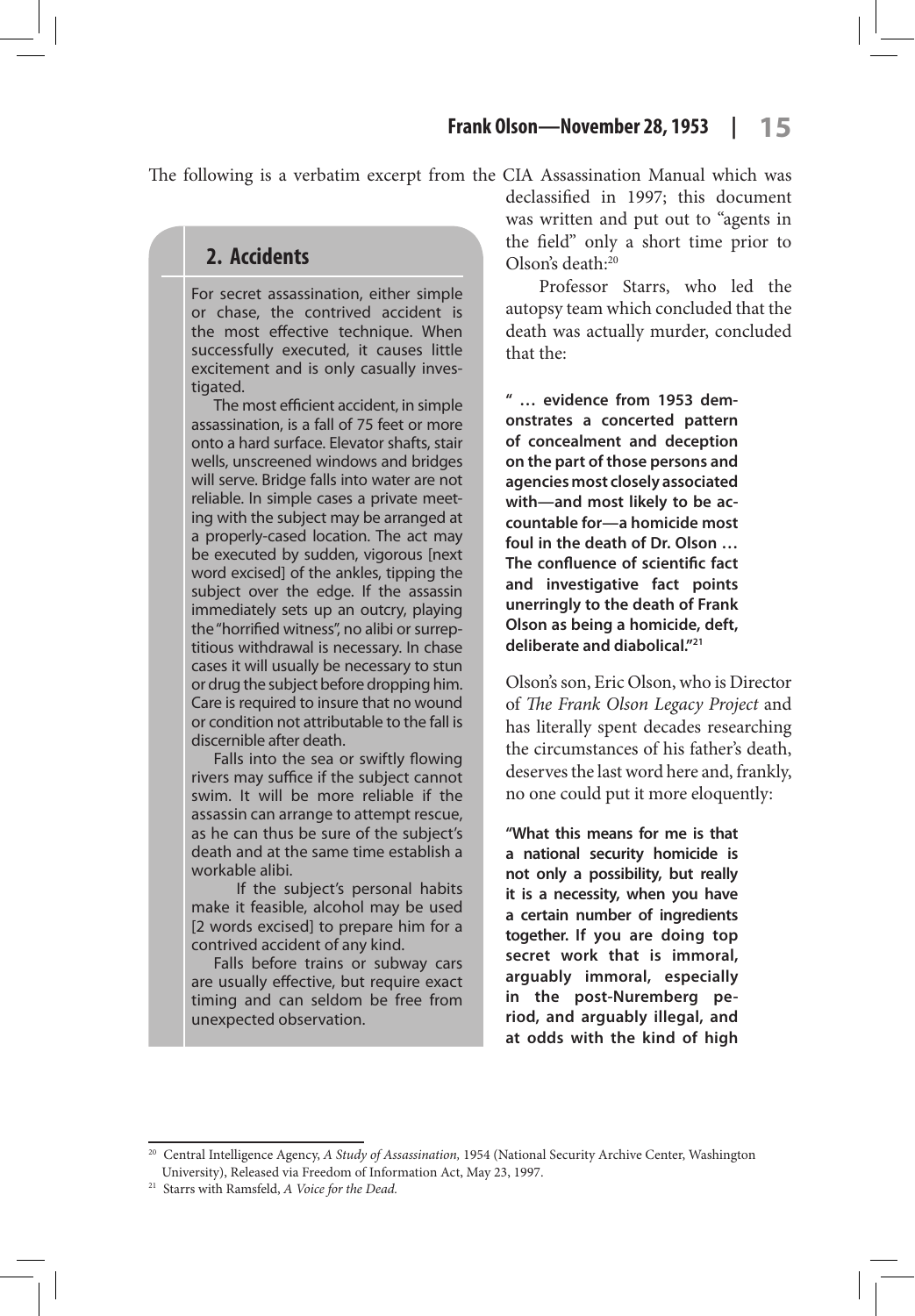The following is a verbatim excerpt from the CIA Assassination Manual which was declassified in 1997; this document was written and put out to "agents in the field" only a short time prior to Olson's death:[20]

> ## 2. Accidents
>
> For secret assassination, either simple or chase, the contrived accident is the most effective technique. When successfully executed, it causes little excitement and is only casually investigated.
>
> The most efficient accident, in simple assassination, is a fall of 75 feet or more onto a hard surface. Elevator shafts, stair wells, unscreened windows and bridges will serve. Bridge falls into water are not reliable. In simple cases a private meeting with the subject may be arranged at a properly-cased location. The act may be executed by sudden, vigorous [next word excised] of the ankles, tipping the subject over the edge. If the assassin immediately sets up an outcry, playing the "horrified witness", no alibi or surreptitious withdrawal is necessary. In chase cases it will usually be necessary to stun or drug the subject before dropping him. Care is required to insure that no wound or condition not attributable to the fall is discernible after death.
>
> Falls into the sea or swiftly flowing rivers may suffice if the subject cannot swim. It will be more reliable if the assassin can arrange to attempt rescue, as he can thus be sure of the subject's death and at the same time establish a workable alibi.
>
> If the subject's personal habits make it feasible, alcohol may be used [2 words excised] to prepare him for a contrived accident of any kind.
>
> Falls before trains or subway cars are usually effective, but require exact timing and can seldom be free from unexpected observation.

Professor Starrs, who led the autopsy team which concluded that the death was actually murder, concluded that the:

> **" … evidence from 1953 demonstrates a concerted pattern of concealment and deception on the part of those persons and agencies most closely associated with—and most likely to be accountable for—a homicide most foul in the death of Dr. Olson … The confluence of scientific fact and investigative fact points unerringly to the death of Frank Olson as being a homicide, deft, deliberate and diabolical."[21]**

Olson's son, Eric Olson, who is Director of *The Frank Olson Legacy Project* and has literally spent decades researching the circumstances of his father's death, deserves the last word here and, frankly, no one could put it more eloquently:

> **"What this means for me is that a national security homicide is not only a possibility, but really it is a necessity, when you have a certain number of ingredients together. If you are doing top secret work that is immoral, arguably immoral, especially in the post-Nuremberg period, and arguably illegal, and at odds with the kind of high**

---

[20] Central Intelligence Agency, *A Study of Assassination,* 1954 (National Security Archive Center, Washington University), Released via Freedom of Information Act, May 23, 1997.

[21] Starrs with Ramsfeld, *A Voice for the Dead.*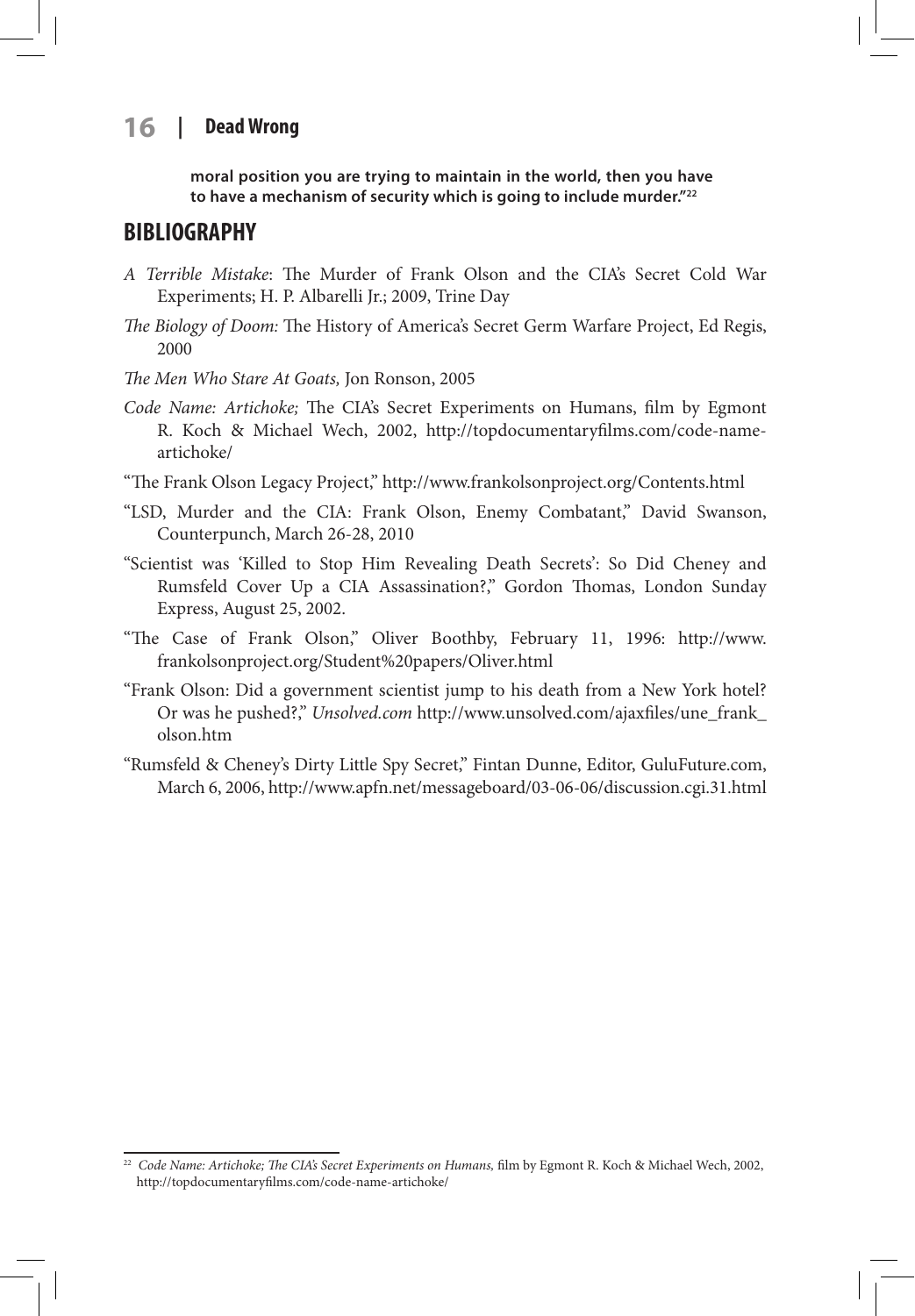**moral position you are trying to maintain in the world, then you have to have a mechanism of security which is going to include murder."[22]**

## BIBLIOGRAPHY

*A Terrible Mistake*: The Murder of Frank Olson and the CIA's Secret Cold War Experiments; H. P. Albarelli Jr.; 2009, Trine Day

*The Biology of Doom:* The History of America's Secret Germ Warfare Project, Ed Regis, 2000

*The Men Who Stare At Goats,* Jon Ronson, 2005

*Code Name: Artichoke;* The CIA's Secret Experiments on Humans, film by Egmont R. Koch & Michael Wech, 2002, http://topdocumentaryfilms.com/code-name-artichoke/

"The Frank Olson Legacy Project," http://www.frankolsonproject.org/Contents.html

"LSD, Murder and the CIA: Frank Olson, Enemy Combatant," David Swanson, Counterpunch, March 26-28, 2010

"Scientist was 'Killed to Stop Him Revealing Death Secrets': So Did Cheney and Rumsfeld Cover Up a CIA Assassination?," Gordon Thomas, London Sunday Express, August 25, 2002.

"The Case of Frank Olson," Oliver Boothby, February 11, 1996: http://www.frankolsonproject.org/Student%20papers/Oliver.html

"Frank Olson: Did a government scientist jump to his death from a New York hotel? Or was he pushed?," *Unsolved.com* http://www.unsolved.com/ajaxfiles/une_frank_olson.htm

"Rumsfeld & Cheney's Dirty Little Spy Secret," Fintan Dunne, Editor, GuluFuture.com, March 6, 2006, http://www.apfn.net/messageboard/03-06-06/discussion.cgi.31.html

---

[22] *Code Name: Artichoke; The CIA's Secret Experiments on Humans,* film by Egmont R. Koch & Michael Wech, 2002, http://topdocumentaryfilms.com/code-name-artichoke/